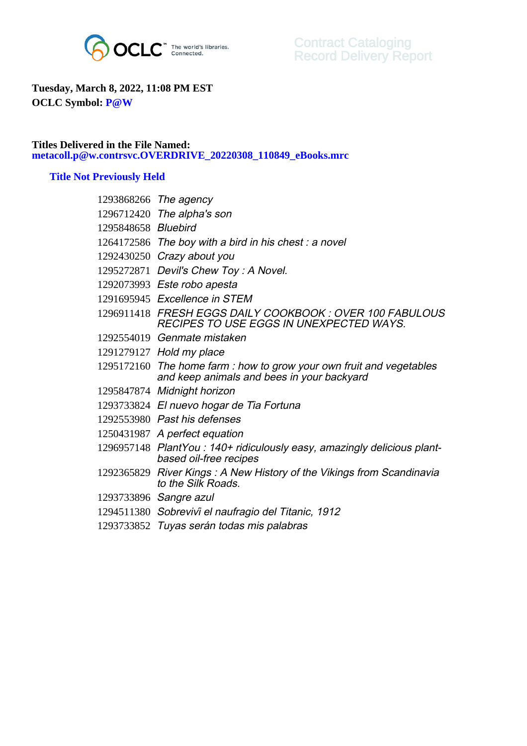OCLC The world's libraries. Connected.

Contract Cataloging
Record Delivery Report

**Tuesday, March 8, 2022, 11:08 PM EST**
**OCLC Symbol: P@W**

**Titles Delivered in the File Named:**
**metacoll.p@w.contrsvc.OVERDRIVE_20220308_110849_eBooks.mrc**

### Title Not Previously Held

| | |
|---|---|
| 1293868266 | *The agency* |
| 1296712420 | *The alpha's son* |
| 1295848658 | *Bluebird* |
| 1264172586 | *The boy with a bird in his chest : a novel* |
| 1292430250 | *Crazy about you* |
| 1295272871 | *Devil's Chew Toy : A Novel.* |
| 1292073993 | *Este robo apesta* |
| 1291695945 | *Excellence in STEM* |
| 1296911418 | *FRESH EGGS DAILY COOKBOOK : OVER 100 FABULOUS RECIPES TO USE EGGS IN UNEXPECTED WAYS.* |
| 1292554019 | *Genmate mistaken* |
| 1291279127 | *Hold my place* |
| 1295172160 | *The home farm : how to grow your own fruit and vegetables and keep animals and bees in your backyard* |
| 1295847874 | *Midnight horizon* |
| 1293733824 | *El nuevo hogar de Tia Fortuna* |
| 1292553980 | *Past his defenses* |
| 1250431987 | *A perfect equation* |
| 1296957148 | *PlantYou : 140+ ridiculously easy, amazingly delicious plant-based oil-free recipes* |
| 1292365829 | *River Kings : A New History of the Vikings from Scandinavia to the Silk Roads.* |
| 1293733896 | *Sangre azul* |
| 1294511380 | *Sobreviví el naufragio del Titanic, 1912* |
| 1293733852 | *Tuyas serán todas mis palabras* |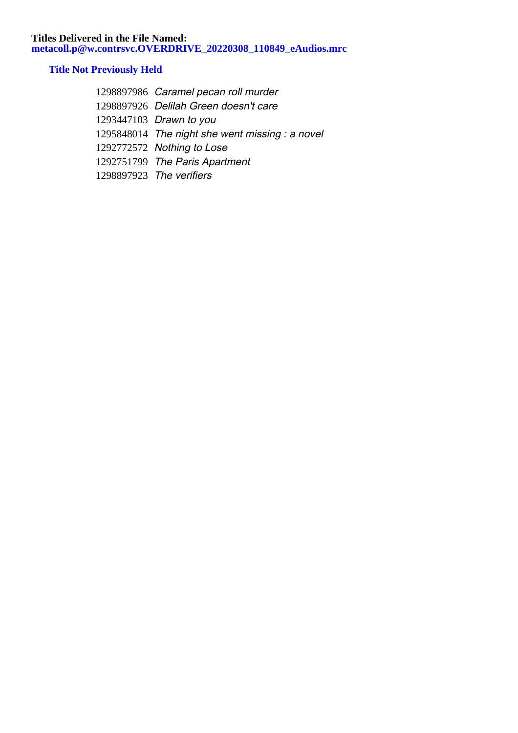**Titles Delivered in the File Named:**
**metacoll.p@w.contrsvc.OVERDRIVE_20220308_110849_eAudios.mrc**

### Title Not Previously Held

| | |
|---|---|
| 1298897986 | *Caramel pecan roll murder* |
| 1298897926 | *Delilah Green doesn't care* |
| 1293447103 | *Drawn to you* |
| 1295848014 | *The night she went missing : a novel* |
| 1292772572 | *Nothing to Lose* |
| 1292751799 | *The Paris Apartment* |
| 1298897923 | *The verifiers* |